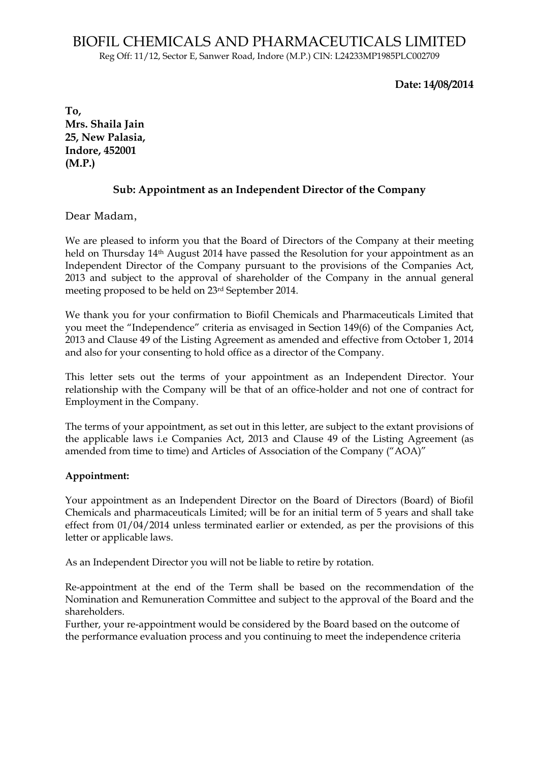# BIOFIL CHEMICALS AND PHARMACEUTICALS LIMITED

Reg Off: 11/12, Sector E, Sanwer Road, Indore (M.P.) CIN: L24233MP1985PLC002709

**Date: 14/08/2014**

**To,**
**Mrs. Shaila Jain**
**25, New Palasia,**
**Indore, 452001**
**(M.P.)**

**Sub: Appointment as an Independent Director of the Company**

Dear Madam,

We are pleased to inform you that the Board of Directors of the Company at their meeting held on Thursday 14th August 2014 have passed the Resolution for your appointment as an Independent Director of the Company pursuant to the provisions of the Companies Act, 2013 and subject to the approval of shareholder of the Company in the annual general meeting proposed to be held on 23rd September 2014.

We thank you for your confirmation to Biofil Chemicals and Pharmaceuticals Limited that you meet the "Independence" criteria as envisaged in Section 149(6) of the Companies Act, 2013 and Clause 49 of the Listing Agreement as amended and effective from October 1, 2014 and also for your consenting to hold office as a director of the Company.

This letter sets out the terms of your appointment as an Independent Director. Your relationship with the Company will be that of an office-holder and not one of contract for Employment in the Company.

The terms of your appointment, as set out in this letter, are subject to the extant provisions of the applicable laws i.e Companies Act, 2013 and Clause 49 of the Listing Agreement (as amended from time to time) and Articles of Association of the Company ("AOA)"

**Appointment:**

Your appointment as an Independent Director on the Board of Directors (Board) of Biofil Chemicals and pharmaceuticals Limited; will be for an initial term of 5 years and shall take effect from 01/04/2014 unless terminated earlier or extended, as per the provisions of this letter or applicable laws.

As an Independent Director you will not be liable to retire by rotation.

Re-appointment at the end of the Term shall be based on the recommendation of the Nomination and Remuneration Committee and subject to the approval of the Board and the shareholders.
Further, your re-appointment would be considered by the Board based on the outcome of the performance evaluation process and you continuing to meet the independence criteria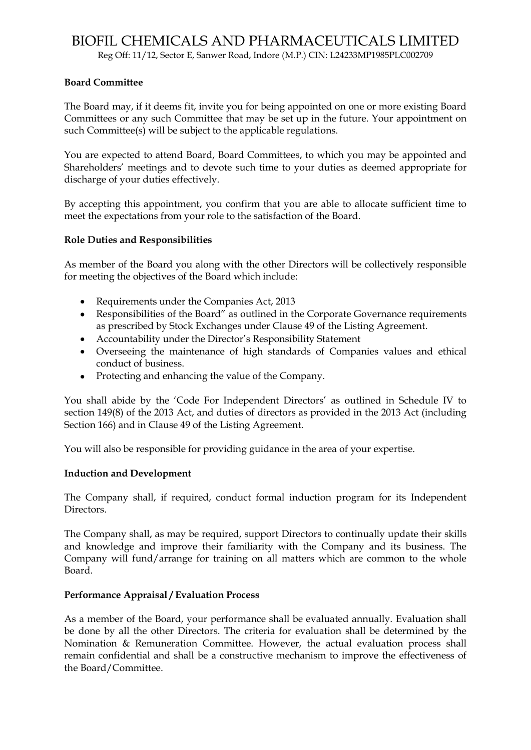**Board Committee**

The Board may, if it deems fit, invite you for being appointed on one or more existing Board Committees or any such Committee that may be set up in the future. Your appointment on such Committee(s) will be subject to the applicable regulations.

You are expected to attend Board, Board Committees, to which you may be appointed and Shareholders' meetings and to devote such time to your duties as deemed appropriate for discharge of your duties effectively.

By accepting this appointment, you confirm that you are able to allocate sufficient time to meet the expectations from your role to the satisfaction of the Board.

**Role Duties and Responsibilities**

As member of the Board you along with the other Directors will be collectively responsible for meeting the objectives of the Board which include:

- Requirements under the Companies Act, 2013
- Responsibilities of the Board" as outlined in the Corporate Governance requirements as prescribed by Stock Exchanges under Clause 49 of the Listing Agreement.
- Accountability under the Director's Responsibility Statement
- Overseeing the maintenance of high standards of Companies values and ethical conduct of business.
- Protecting and enhancing the value of the Company.

You shall abide by the 'Code For Independent Directors' as outlined in Schedule IV to section 149(8) of the 2013 Act, and duties of directors as provided in the 2013 Act (including Section 166) and in Clause 49 of the Listing Agreement.

You will also be responsible for providing guidance in the area of your expertise.

**Induction and Development**

The Company shall, if required, conduct formal induction program for its Independent Directors.

The Company shall, as may be required, support Directors to continually update their skills and knowledge and improve their familiarity with the Company and its business. The Company will fund/arrange for training on all matters which are common to the whole Board.

**Performance Appraisal / Evaluation Process**

As a member of the Board, your performance shall be evaluated annually. Evaluation shall be done by all the other Directors. The criteria for evaluation shall be determined by the Nomination & Remuneration Committee. However, the actual evaluation process shall remain confidential and shall be a constructive mechanism to improve the effectiveness of the Board/Committee.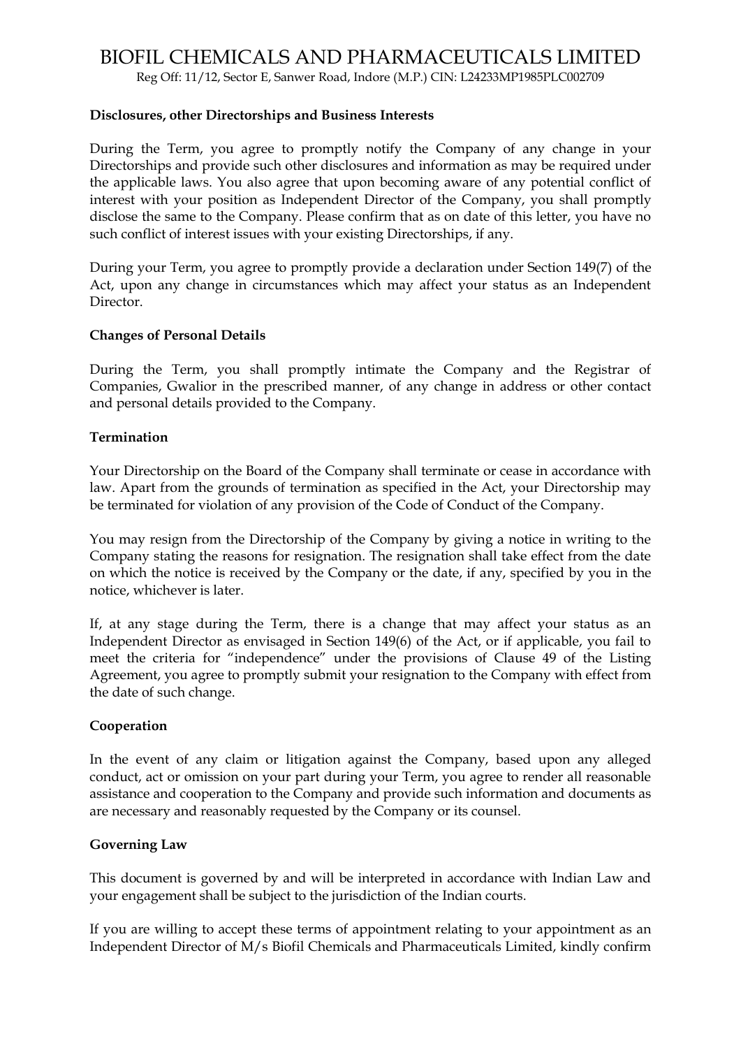**Disclosures, other Directorships and Business Interests**

During the Term, you agree to promptly notify the Company of any change in your Directorships and provide such other disclosures and information as may be required under the applicable laws. You also agree that upon becoming aware of any potential conflict of interest with your position as Independent Director of the Company, you shall promptly disclose the same to the Company. Please confirm that as on date of this letter, you have no such conflict of interest issues with your existing Directorships, if any.

During your Term, you agree to promptly provide a declaration under Section 149(7) of the Act, upon any change in circumstances which may affect your status as an Independent Director.

**Changes of Personal Details**

During the Term, you shall promptly intimate the Company and the Registrar of Companies, Gwalior in the prescribed manner, of any change in address or other contact and personal details provided to the Company.

**Termination**

Your Directorship on the Board of the Company shall terminate or cease in accordance with law. Apart from the grounds of termination as specified in the Act, your Directorship may be terminated for violation of any provision of the Code of Conduct of the Company.

You may resign from the Directorship of the Company by giving a notice in writing to the Company stating the reasons for resignation. The resignation shall take effect from the date on which the notice is received by the Company or the date, if any, specified by you in the notice, whichever is later.

If, at any stage during the Term, there is a change that may affect your status as an Independent Director as envisaged in Section 149(6) of the Act, or if applicable, you fail to meet the criteria for "independence" under the provisions of Clause 49 of the Listing Agreement, you agree to promptly submit your resignation to the Company with effect from the date of such change.

**Cooperation**

In the event of any claim or litigation against the Company, based upon any alleged conduct, act or omission on your part during your Term, you agree to render all reasonable assistance and cooperation to the Company and provide such information and documents as are necessary and reasonably requested by the Company or its counsel.

**Governing Law**

This document is governed by and will be interpreted in accordance with Indian Law and your engagement shall be subject to the jurisdiction of the Indian courts.

If you are willing to accept these terms of appointment relating to your appointment as an Independent Director of M/s Biofil Chemicals and Pharmaceuticals Limited, kindly confirm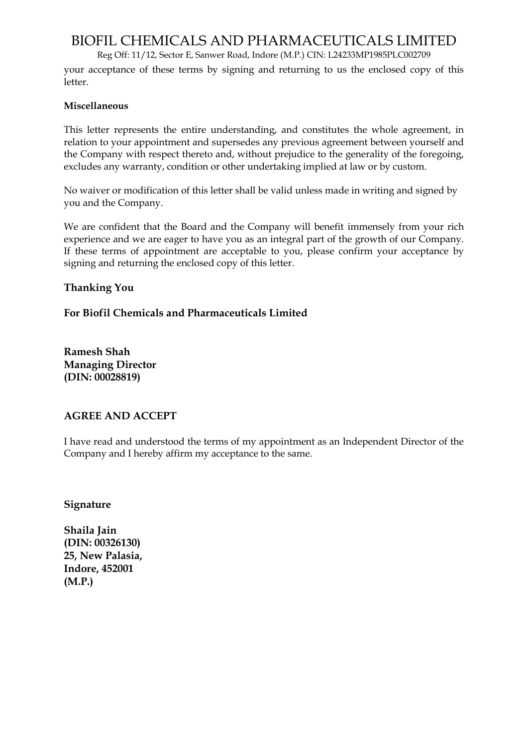your acceptance of these terms by signing and returning to us the enclosed copy of this letter.

**Miscellaneous**

This letter represents the entire understanding, and constitutes the whole agreement, in relation to your appointment and supersedes any previous agreement between yourself and the Company with respect thereto and, without prejudice to the generality of the foregoing, excludes any warranty, condition or other undertaking implied at law or by custom.

No waiver or modification of this letter shall be valid unless made in writing and signed by you and the Company.

We are confident that the Board and the Company will benefit immensely from your rich experience and we are eager to have you as an integral part of the growth of our Company. If these terms of appointment are acceptable to you, please confirm your acceptance by signing and returning the enclosed copy of this letter.

**Thanking You**

**For Biofil Chemicals and Pharmaceuticals Limited**

**Ramesh Shah**
**Managing Director**
**(DIN: 00028819)**

**AGREE AND ACCEPT**

I have read and understood the terms of my appointment as an Independent Director of the Company and I hereby affirm my acceptance to the same.

**Signature**

**Shaila Jain**
**(DIN: 00326130)**
**25, New Palasia,**
**Indore, 452001**
**(M.P.)**